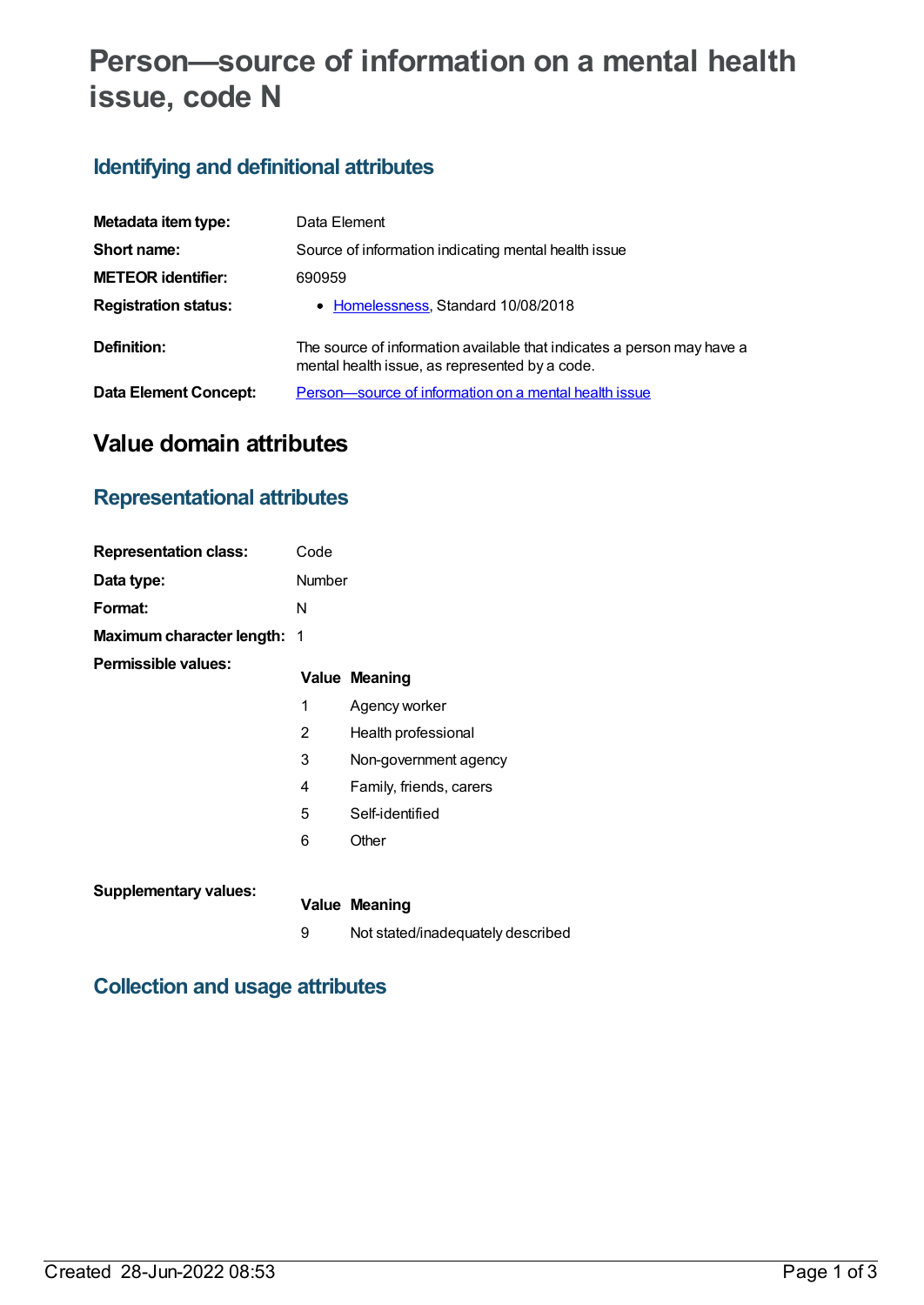# Person—source of information on a mental health issue, code N

## Identifying and definitional attributes

| | |
|---|---|
| **Metadata item type:** | Data Element |
| **Short name:** | Source of information indicating mental health issue |
| **METEOR identifier:** | 690959 |
| **Registration status:** | • Homelessness, Standard 10/08/2018 |
| **Definition:** | The source of information available that indicates a person may have a mental health issue, as represented by a code. |
| **Data Element Concept:** | Person—source of information on a mental health issue |

# Value domain attributes

## Representational attributes

| | |
|---|---|
| **Representation class:** | Code |
| **Data type:** | Number |
| **Format:** | N |
| **Maximum character length:** | 1 |

**Permissible values:**

| Value | Meaning |
|---|---|
| 1 | Agency worker |
| 2 | Health professional |
| 3 | Non-government agency |
| 4 | Family, friends, carers |
| 5 | Self-identified |
| 6 | Other |

**Supplementary values:**

| Value | Meaning |
|---|---|
| 9 | Not stated/inadequately described |

## Collection and usage attributes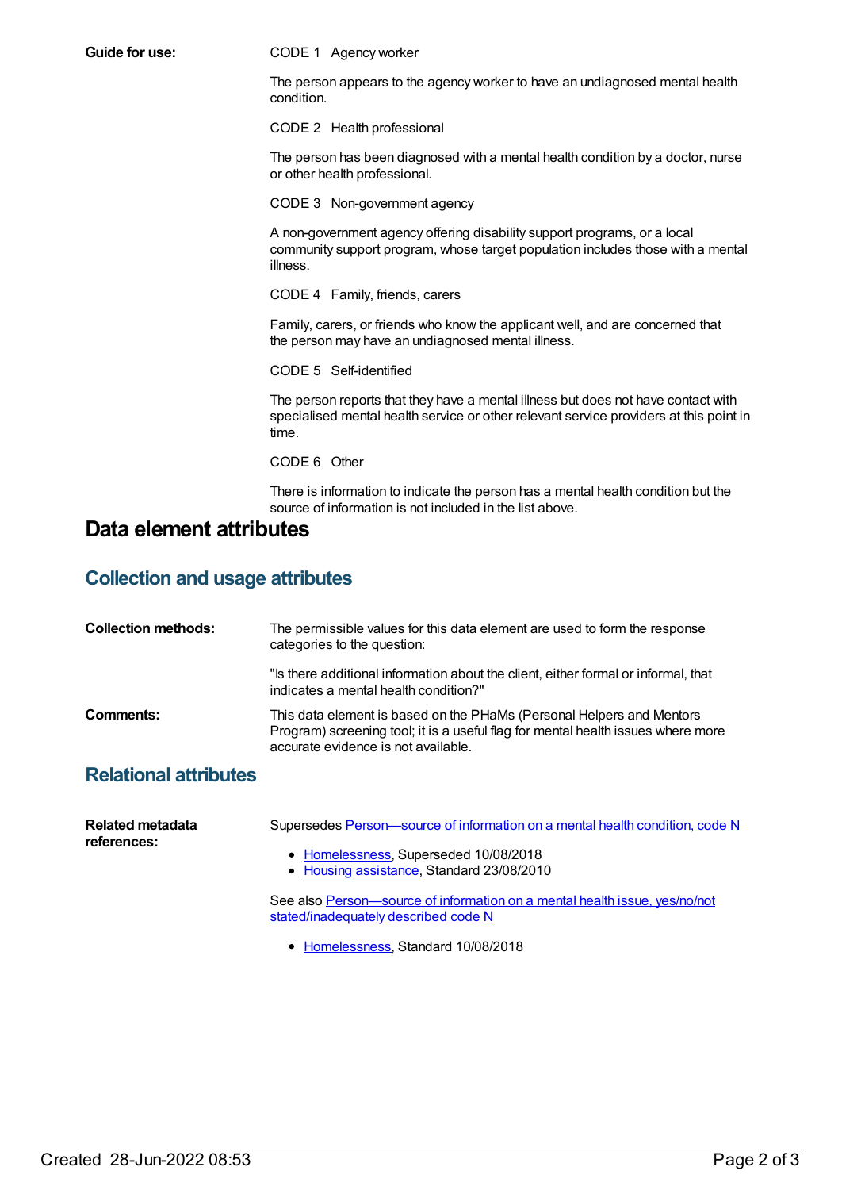**Guide for use:**

CODE 1 Agency worker

The person appears to the agency worker to have an undiagnosed mental health condition.

CODE 2 Health professional

The person has been diagnosed with a mental health condition by a doctor, nurse or other health professional.

CODE 3 Non-government agency

A non-government agency offering disability support programs, or a local community support program, whose target population includes those with a mental illness.

CODE 4 Family, friends, carers

Family, carers, or friends who know the applicant well, and are concerned that the person may have an undiagnosed mental illness.

CODE 5 Self-identified

The person reports that they have a mental illness but does not have contact with specialised mental health service or other relevant service providers at this point in time.

CODE 6 Other

There is information to indicate the person has a mental health condition but the source of information is not included in the list above.

# Data element attributes

## Collection and usage attributes

**Collection methods:**

The permissible values for this data element are used to form the response categories to the question:

"Is there additional information about the client, either formal or informal, that indicates a mental health condition?"

**Comments:**

This data element is based on the PHaMs (Personal Helpers and Mentors Program) screening tool; it is a useful flag for mental health issues where more accurate evidence is not available.

## Relational attributes

**Related metadata references:**

Supersedes Person—source of information on a mental health condition, code N

- Homelessness, Superseded 10/08/2018
- Housing assistance, Standard 23/08/2010

See also Person—source of information on a mental health issue, yes/no/not stated/inadequately described code N

- Homelessness, Standard 10/08/2018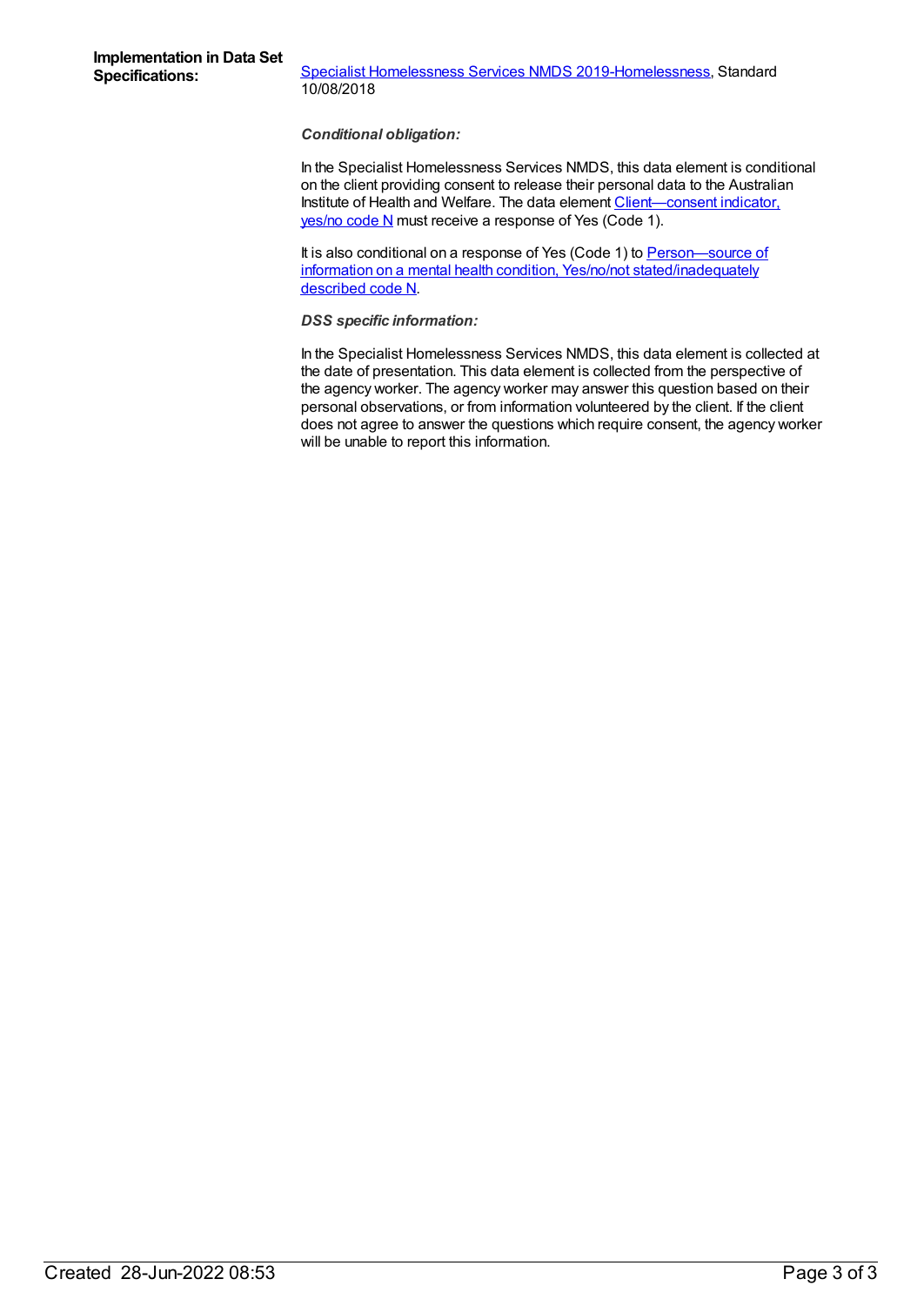**Implementation in Data Set Specifications:**

[Specialist Homelessness Services NMDS 2019-Homelessness], Standard 10/08/2018

*Conditional obligation:*

In the Specialist Homelessness Services NMDS, this data element is conditional on the client providing consent to release their personal data to the Australian Institute of Health and Welfare. The data element [Client—consent indicator, yes/no code N] must receive a response of Yes (Code 1).

It is also conditional on a response of Yes (Code 1) to [Person—source of information on a mental health condition, Yes/no/not stated/inadequately described code N].

*DSS specific information:*

In the Specialist Homelessness Services NMDS, this data element is collected at the date of presentation. This data element is collected from the perspective of the agency worker. The agency worker may answer this question based on their personal observations, or from information volunteered by the client. If the client does not agree to answer the questions which require consent, the agency worker will be unable to report this information.